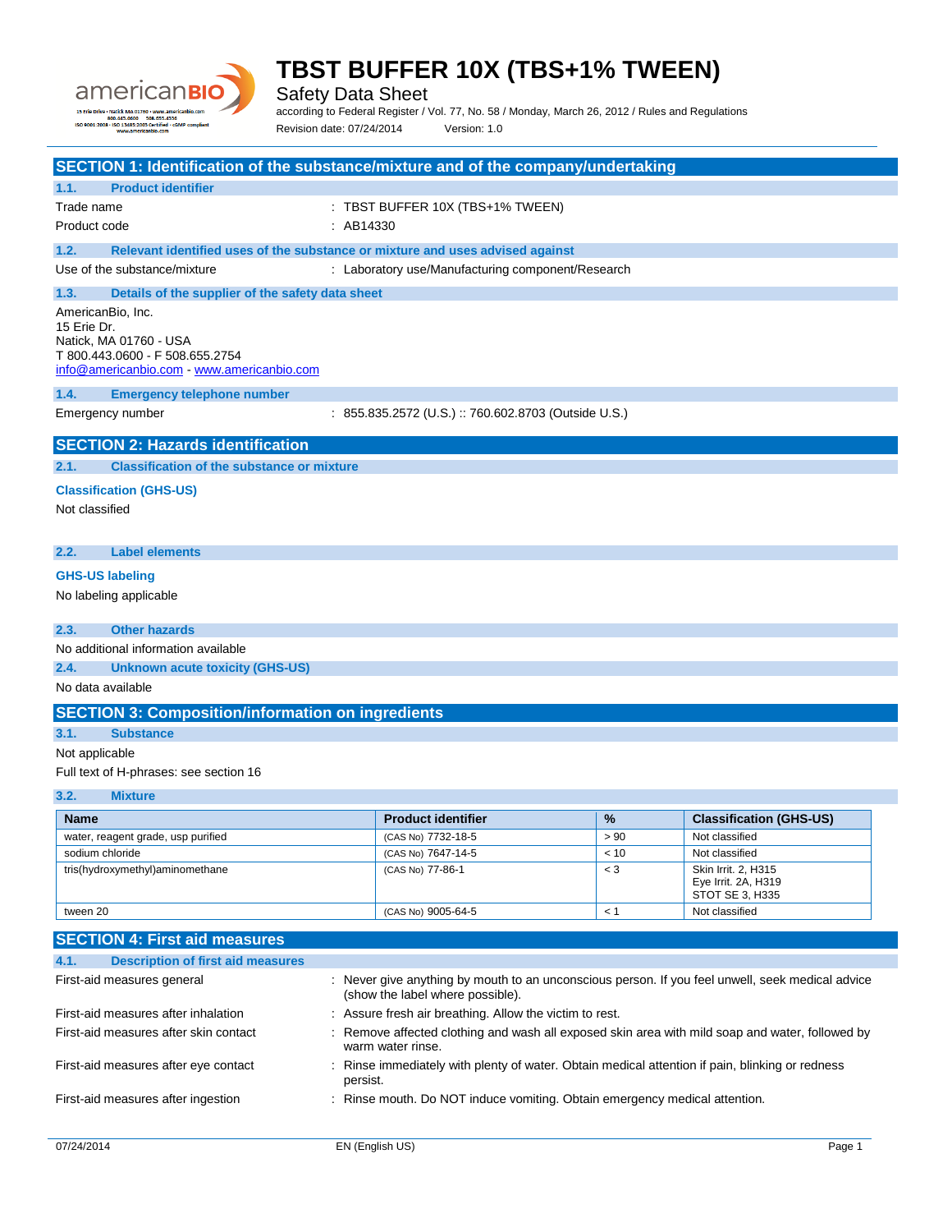# TBST BUFFER 10X (TBS+1% TWEEN)

Safety Data Sheet

according to Federal Register / Vol. 77, No. 58 / Monday, March 26, 2012 / Rules and Regulations

Revision date: 07/24/2014 Version: 1.0

## SECTION 1: Identification of the substance/mixture and of the company/undertaking

### 1.1. Product identifier

Trade name : TBST BUFFER 10X (TBS+1% TWEEN)

Product code : AB14330

### 1.2. Relevant identified uses of the substance or mixture and uses advised against

Use of the substance/mixture : Laboratory use/Manufacturing component/Research

### 1.3. Details of the supplier of the safety data sheet

AmericanBio, Inc.
15 Erie Dr.
Natick, MA 01760 - USA
T 800.443.0600 - F 508.655.2754
info@americanbio.com - www.americanbio.com

### 1.4. Emergency telephone number

Emergency number : 855.835.2572 (U.S.) :: 760.602.8703 (Outside U.S.)

## SECTION 2: Hazards identification

### 2.1. Classification of the substance or mixture

**Classification (GHS-US)**

Not classified

### 2.2. Label elements

**GHS-US labeling**

No labeling applicable

### 2.3. Other hazards

No additional information available

### 2.4. Unknown acute toxicity (GHS-US)

No data available

## SECTION 3: Composition/information on ingredients

### 3.1. Substance

Not applicable

Full text of H-phrases: see section 16

### 3.2. Mixture

| Name | Product identifier | % | Classification (GHS-US) |
|---|---|---|---|
| water, reagent grade, usp purified | (CAS No) 7732-18-5 | > 90 | Not classified |
| sodium chloride | (CAS No) 7647-14-5 | < 10 | Not classified |
| tris(hydroxymethyl)aminomethane | (CAS No) 77-86-1 | < 3 | Skin Irrit. 2, H315<br>Eye Irrit. 2A, H319<br>STOT SE 3, H335 |
| tween 20 | (CAS No) 9005-64-5 | < 1 | Not classified |

## SECTION 4: First aid measures

### 4.1. Description of first aid measures

First-aid measures general : Never give anything by mouth to an unconscious person. If you feel unwell, seek medical advice (show the label where possible).

First-aid measures after inhalation : Assure fresh air breathing. Allow the victim to rest.

First-aid measures after skin contact : Remove affected clothing and wash all exposed skin area with mild soap and water, followed by warm water rinse.

First-aid measures after eye contact : Rinse immediately with plenty of water. Obtain medical attention if pain, blinking or redness persist.

First-aid measures after ingestion : Rinse mouth. Do NOT induce vomiting. Obtain emergency medical attention.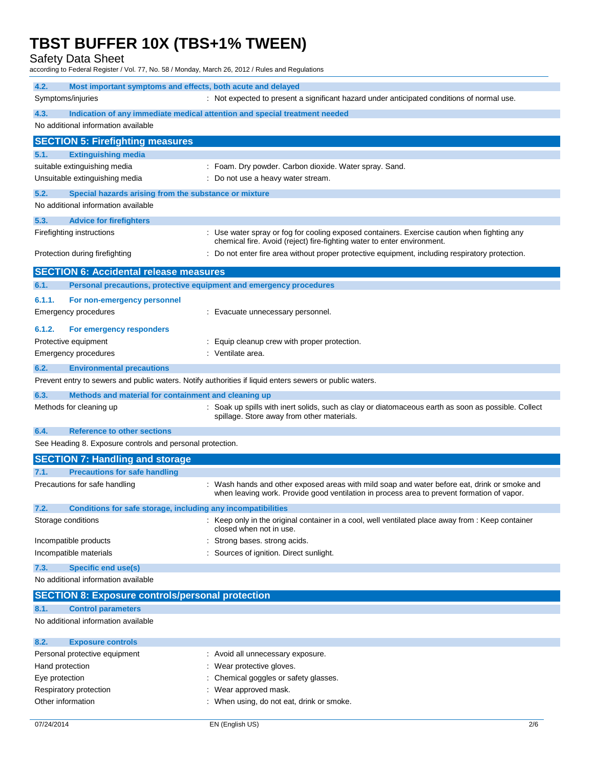### 4.2. Most important symptoms and effects, both acute and delayed

Symptoms/injuries : Not expected to present a significant hazard under anticipated conditions of normal use.

### 4.3. Indication of any immediate medical attention and special treatment needed

No additional information available

## SECTION 5: Firefighting measures

### 5.1. Extinguishing media

suitable extinguishing media : Foam. Dry powder. Carbon dioxide. Water spray. Sand.

Unsuitable extinguishing media : Do not use a heavy water stream.

### 5.2. Special hazards arising from the substance or mixture

No additional information available

### 5.3. Advice for firefighters

Firefighting instructions : Use water spray or fog for cooling exposed containers. Exercise caution when fighting any chemical fire. Avoid (reject) fire-fighting water to enter environment.

Protection during firefighting : Do not enter fire area without proper protective equipment, including respiratory protection.

## SECTION 6: Accidental release measures

### 6.1. Personal precautions, protective equipment and emergency procedures

#### 6.1.1. For non-emergency personnel

Emergency procedures : Evacuate unnecessary personnel.

#### 6.1.2. For emergency responders

Protective equipment : Equip cleanup crew with proper protection.

Emergency procedures : Ventilate area.

### 6.2. Environmental precautions

Prevent entry to sewers and public waters. Notify authorities if liquid enters sewers or public waters.

### 6.3. Methods and material for containment and cleaning up

Methods for cleaning up : Soak up spills with inert solids, such as clay or diatomaceous earth as soon as possible. Collect spillage. Store away from other materials.

### 6.4. Reference to other sections

See Heading 8. Exposure controls and personal protection.

## SECTION 7: Handling and storage

### 7.1. Precautions for safe handling

Precautions for safe handling : Wash hands and other exposed areas with mild soap and water before eat, drink or smoke and when leaving work. Provide good ventilation in process area to prevent formation of vapor.

### 7.2. Conditions for safe storage, including any incompatibilities

Storage conditions : Keep only in the original container in a cool, well ventilated place away from : Keep container closed when not in use.

Incompatible products : Strong bases. strong acids.

Incompatible materials : Sources of ignition. Direct sunlight.

### 7.3. Specific end use(s)

No additional information available

## SECTION 8: Exposure controls/personal protection

### 8.1. Control parameters

No additional information available

### 8.2. Exposure controls

Personal protective equipment : Avoid all unnecessary exposure.

Hand protection : Wear protective gloves.

Eye protection : Chemical goggles or safety glasses.

Respiratory protection : Wear approved mask.

Other information : When using, do not eat, drink or smoke.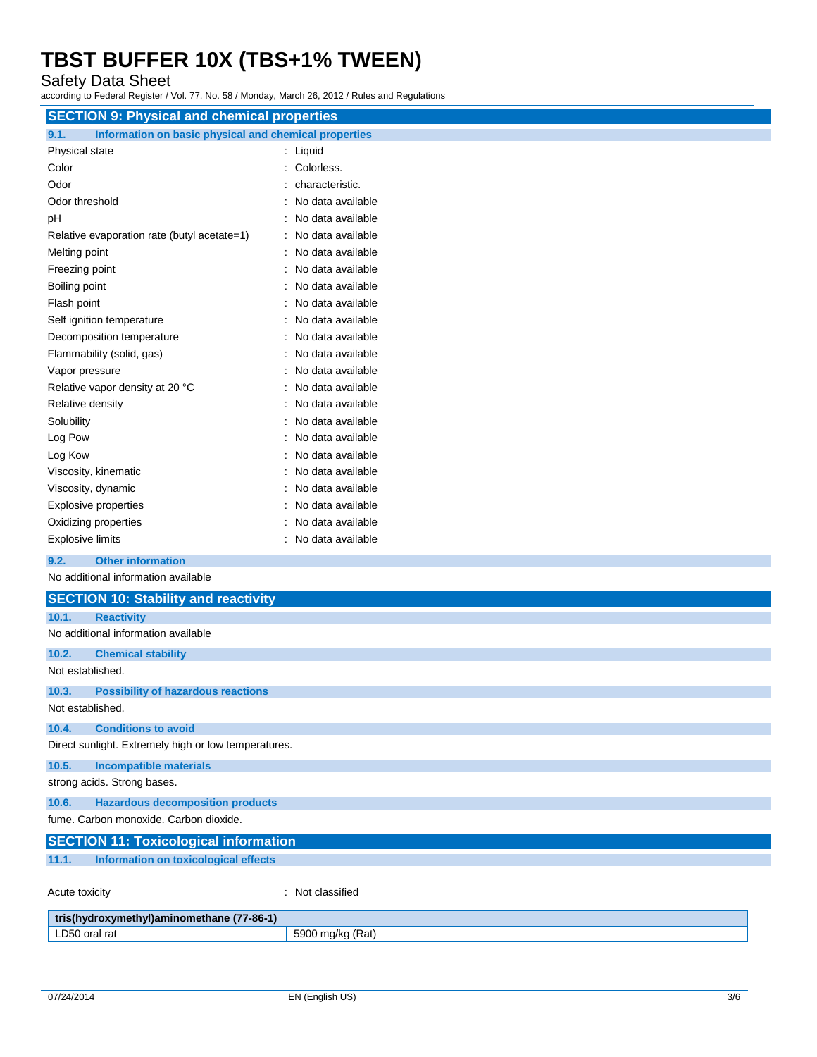## SECTION 9: Physical and chemical properties

### 9.1. Information on basic physical and chemical properties

| | |
|---|---|
| Physical state | : Liquid |
| Color | : Colorless. |
| Odor | : characteristic. |
| Odor threshold | : No data available |
| pH | : No data available |
| Relative evaporation rate (butyl acetate=1) | : No data available |
| Melting point | : No data available |
| Freezing point | : No data available |
| Boiling point | : No data available |
| Flash point | : No data available |
| Self ignition temperature | : No data available |
| Decomposition temperature | : No data available |
| Flammability (solid, gas) | : No data available |
| Vapor pressure | : No data available |
| Relative vapor density at 20 °C | : No data available |
| Relative density | : No data available |
| Solubility | : No data available |
| Log Pow | : No data available |
| Log Kow | : No data available |
| Viscosity, kinematic | : No data available |
| Viscosity, dynamic | : No data available |
| Explosive properties | : No data available |
| Oxidizing properties | : No data available |
| Explosive limits | : No data available |

### 9.2. Other information

No additional information available

## SECTION 10: Stability and reactivity

### 10.1. Reactivity

No additional information available

### 10.2. Chemical stability

Not established.

### 10.3. Possibility of hazardous reactions

Not established.

### 10.4. Conditions to avoid

Direct sunlight. Extremely high or low temperatures.

### 10.5. Incompatible materials

strong acids. Strong bases.

### 10.6. Hazardous decomposition products

fume. Carbon monoxide. Carbon dioxide.

## SECTION 11: Toxicological information

### 11.1. Information on toxicological effects

Acute toxicity : Not classified

| tris(hydroxymethyl)aminomethane (77-86-1) | |
|---|---|
| LD50 oral rat | 5900 mg/kg (Rat) |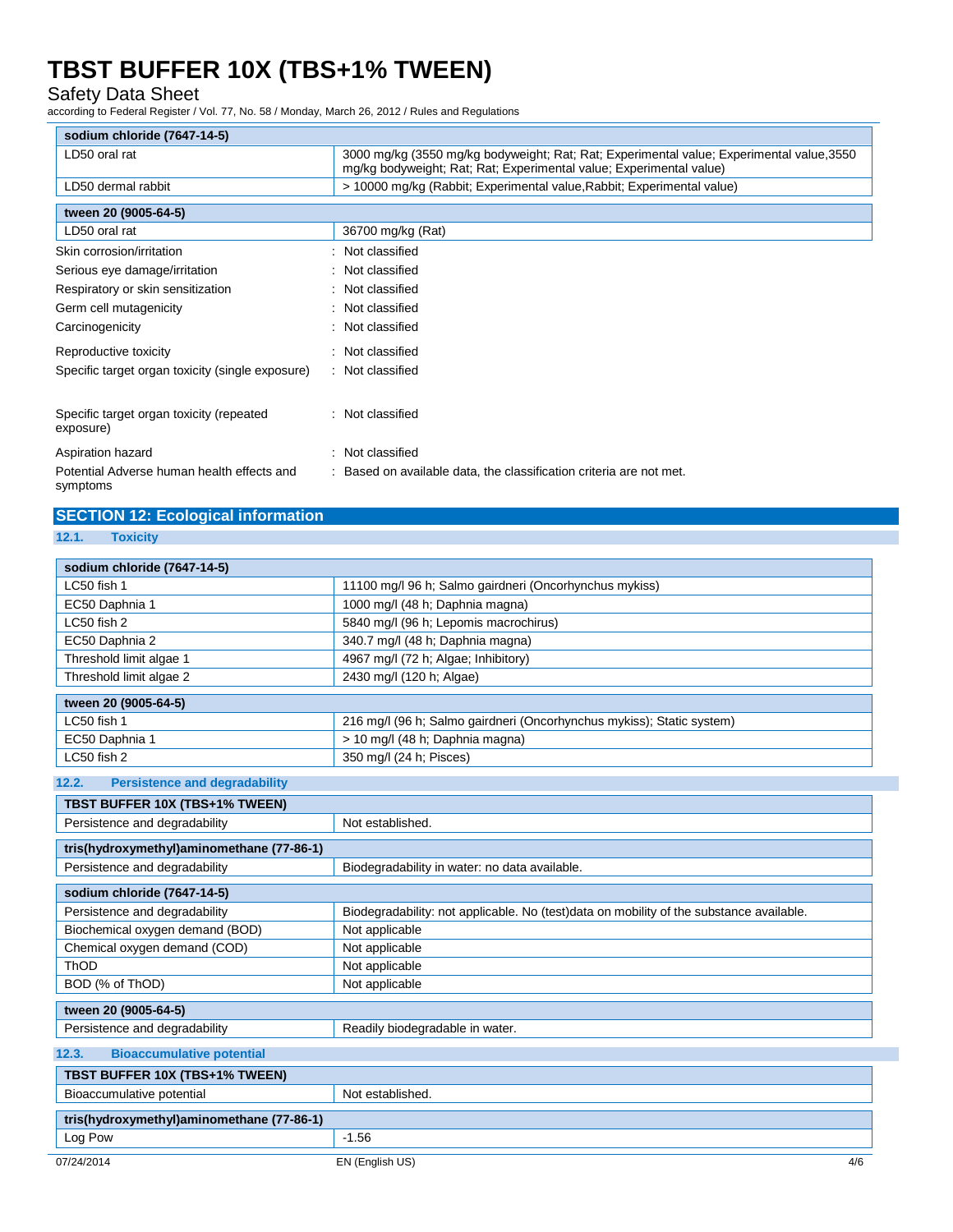| sodium chloride (7647-14-5) | |
|---|---|
| LD50 oral rat | 3000 mg/kg (3550 mg/kg bodyweight; Rat; Rat; Experimental value; Experimental value,3550 mg/kg bodyweight; Rat; Rat; Experimental value; Experimental value) |
| LD50 dermal rabbit | > 10000 mg/kg (Rabbit; Experimental value,Rabbit; Experimental value) |

| tween 20 (9005-64-5) | |
|---|---|
| LD50 oral rat | 36700 mg/kg (Rat) |

Skin corrosion/irritation : Not classified

Serious eye damage/irritation : Not classified

Respiratory or skin sensitization : Not classified

Germ cell mutagenicity : Not classified

Carcinogenicity : Not classified

Reproductive toxicity : Not classified

Specific target organ toxicity (single exposure) : Not classified

Specific target organ toxicity (repeated exposure) : Not classified

Aspiration hazard : Not classified

Potential Adverse human health effects and symptoms : Based on available data, the classification criteria are not met.

## SECTION 12: Ecological information

### 12.1. Toxicity

| sodium chloride (7647-14-5) | |
|---|---|
| LC50 fish 1 | 11100 mg/l 96 h; Salmo gairdneri (Oncorhynchus mykiss) |
| EC50 Daphnia 1 | 1000 mg/l (48 h; Daphnia magna) |
| LC50 fish 2 | 5840 mg/l (96 h; Lepomis macrochirus) |
| EC50 Daphnia 2 | 340.7 mg/l (48 h; Daphnia magna) |
| Threshold limit algae 1 | 4967 mg/l (72 h; Algae; Inhibitory) |
| Threshold limit algae 2 | 2430 mg/l (120 h; Algae) |

| tween 20 (9005-64-5) | |
|---|---|
| LC50 fish 1 | 216 mg/l (96 h; Salmo gairdneri (Oncorhynchus mykiss); Static system) |
| EC50 Daphnia 1 | > 10 mg/l (48 h; Daphnia magna) |
| LC50 fish 2 | 350 mg/l (24 h; Pisces) |

### 12.2. Persistence and degradability

| TBST BUFFER 10X (TBS+1% TWEEN) | |
|---|---|
| Persistence and degradability | Not established. |

| tris(hydroxymethyl)aminomethane (77-86-1) | |
|---|---|
| Persistence and degradability | Biodegradability in water: no data available. |

| sodium chloride (7647-14-5) | |
|---|---|
| Persistence and degradability | Biodegradability: not applicable. No (test)data on mobility of the substance available. |
| Biochemical oxygen demand (BOD) | Not applicable |
| Chemical oxygen demand (COD) | Not applicable |
| ThOD | Not applicable |
| BOD (% of ThOD) | Not applicable |

| tween 20 (9005-64-5) | |
|---|---|
| Persistence and degradability | Readily biodegradable in water. |

### 12.3. Bioaccumulative potential

| TBST BUFFER 10X (TBS+1% TWEEN) | |
|---|---|
| Bioaccumulative potential | Not established. |

| tris(hydroxymethyl)aminomethane (77-86-1) | |
|---|---|
| Log Pow | -1.56 |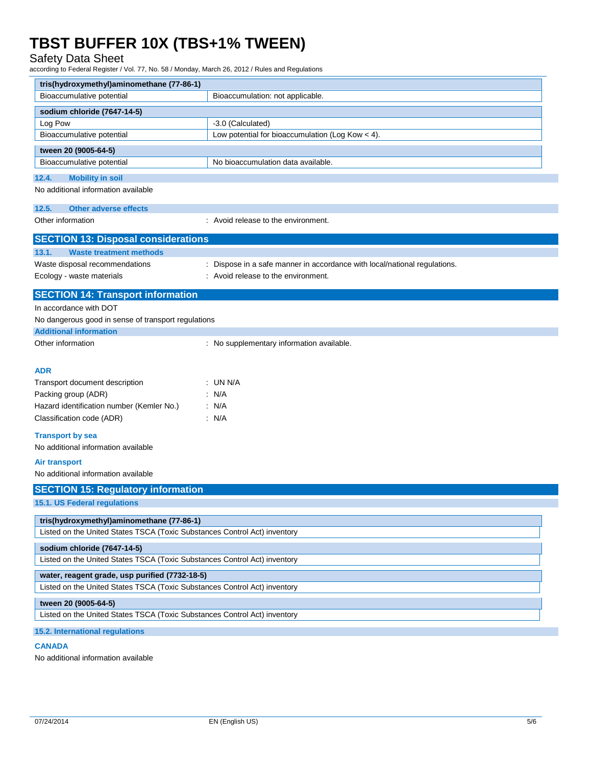| tris(hydroxymethyl)aminomethane (77-86-1) | |
|---|---|
| Bioaccumulative potential | Bioaccumulation: not applicable. |

| sodium chloride (7647-14-5) | |
|---|---|
| Log Pow | -3.0 (Calculated) |
| Bioaccumulative potential | Low potential for bioaccumulation (Log Kow < 4). |

| tween 20 (9005-64-5) | |
|---|---|
| Bioaccumulative potential | No bioaccumulation data available. |

### 12.4. Mobility in soil

No additional information available

### 12.5. Other adverse effects

Other information : Avoid release to the environment.

## SECTION 13: Disposal considerations

### 13.1. Waste treatment methods

Waste disposal recommendations : Dispose in a safe manner in accordance with local/national regulations.

Ecology - waste materials : Avoid release to the environment.

## SECTION 14: Transport information

In accordance with DOT

No dangerous good in sense of transport regulations

### Additional information

Other information : No supplementary information available.

**ADR**

Transport document description : UN N/A

Packing group (ADR) : N/A

Hazard identification number (Kemler No.) : N/A

Classification code (ADR) : N/A

**Transport by sea**

No additional information available

**Air transport**

No additional information available

## SECTION 15: Regulatory information

### 15.1. US Federal regulations

| tris(hydroxymethyl)aminomethane (77-86-1) |
|---|
| Listed on the United States TSCA (Toxic Substances Control Act) inventory |

| sodium chloride (7647-14-5) |
|---|
| Listed on the United States TSCA (Toxic Substances Control Act) inventory |

| water, reagent grade, usp purified (7732-18-5) |
|---|
| Listed on the United States TSCA (Toxic Substances Control Act) inventory |

| tween 20 (9005-64-5) |
|---|
| Listed on the United States TSCA (Toxic Substances Control Act) inventory |

### 15.2. International regulations

**CANADA**

No additional information available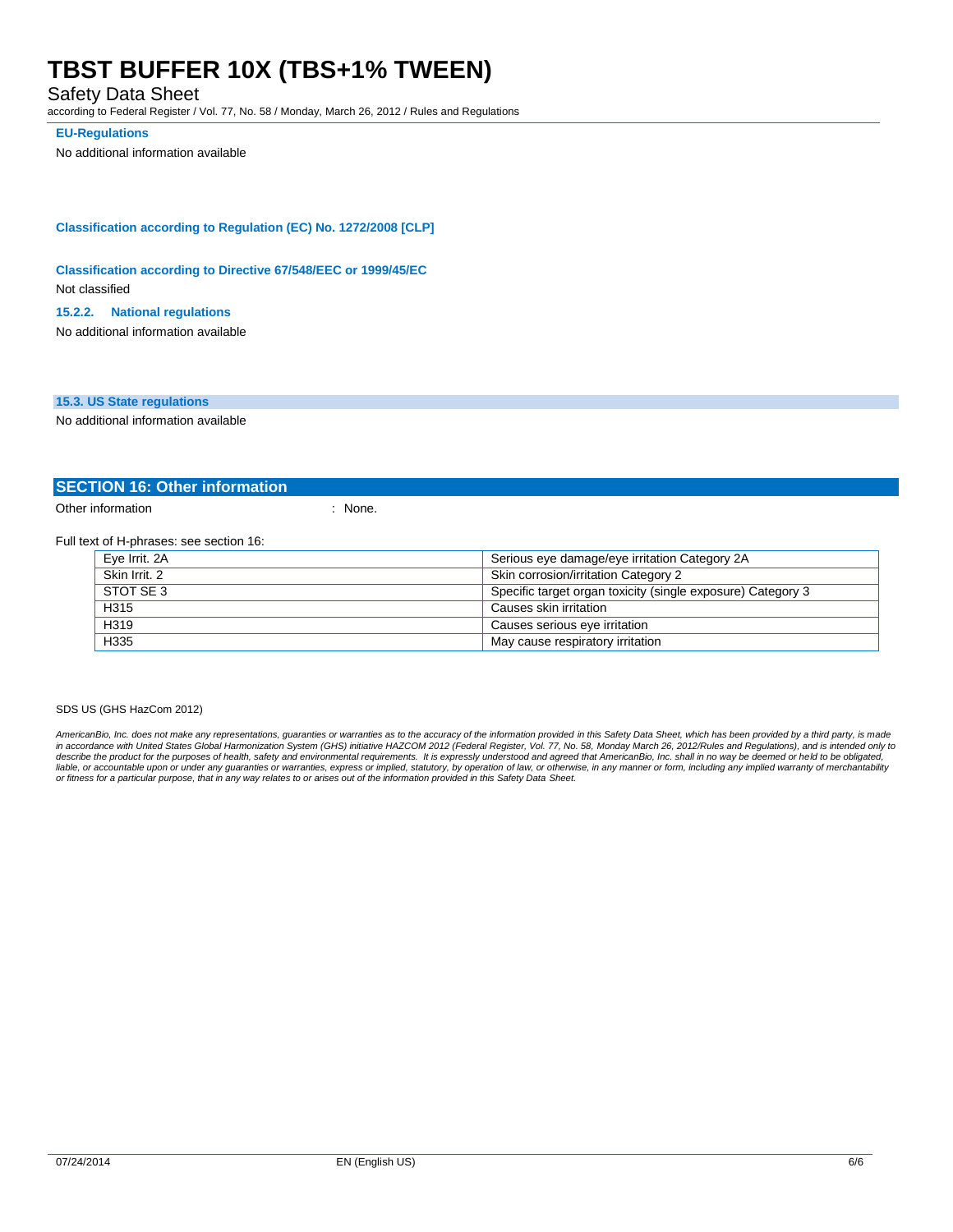#### EU-Regulations

No additional information available

#### Classification according to Regulation (EC) No. 1272/2008 [CLP]

#### Classification according to Directive 67/548/EEC or 1999/45/EC

Not classified

#### 15.2.2. National regulations

No additional information available

### 15.3. US State regulations

No additional information available

## SECTION 16: Other information

Other information : None.

Full text of H-phrases: see section 16:

| | |
|---|---|
| Eye Irrit. 2A | Serious eye damage/eye irritation Category 2A |
| Skin Irrit. 2 | Skin corrosion/irritation Category 2 |
| STOT SE 3 | Specific target organ toxicity (single exposure) Category 3 |
| H315 | Causes skin irritation |
| H319 | Causes serious eye irritation |
| H335 | May cause respiratory irritation |

SDS US (GHS HazCom 2012)

*AmericanBio, Inc. does not make any representations, guaranties or warranties as to the accuracy of the information provided in this Safety Data Sheet, which has been provided by a third party, is made in accordance with United States Global Harmonization System (GHS) initiative HAZCOM 2012 (Federal Register, Vol. 77, No. 58, Monday March 26, 2012/Rules and Regulations), and is intended only to describe the product for the purposes of health, safety and environmental requirements. It is expressly understood and agreed that AmericanBio, Inc. shall in no way be deemed or held to be obligated, liable, or accountable upon or under any guaranties or warranties, express or implied, statutory, by operation of law, or otherwise, in any manner or form, including any implied warranty of merchantability or fitness for a particular purpose, that in any way relates to or arises out of the information provided in this Safety Data Sheet.*